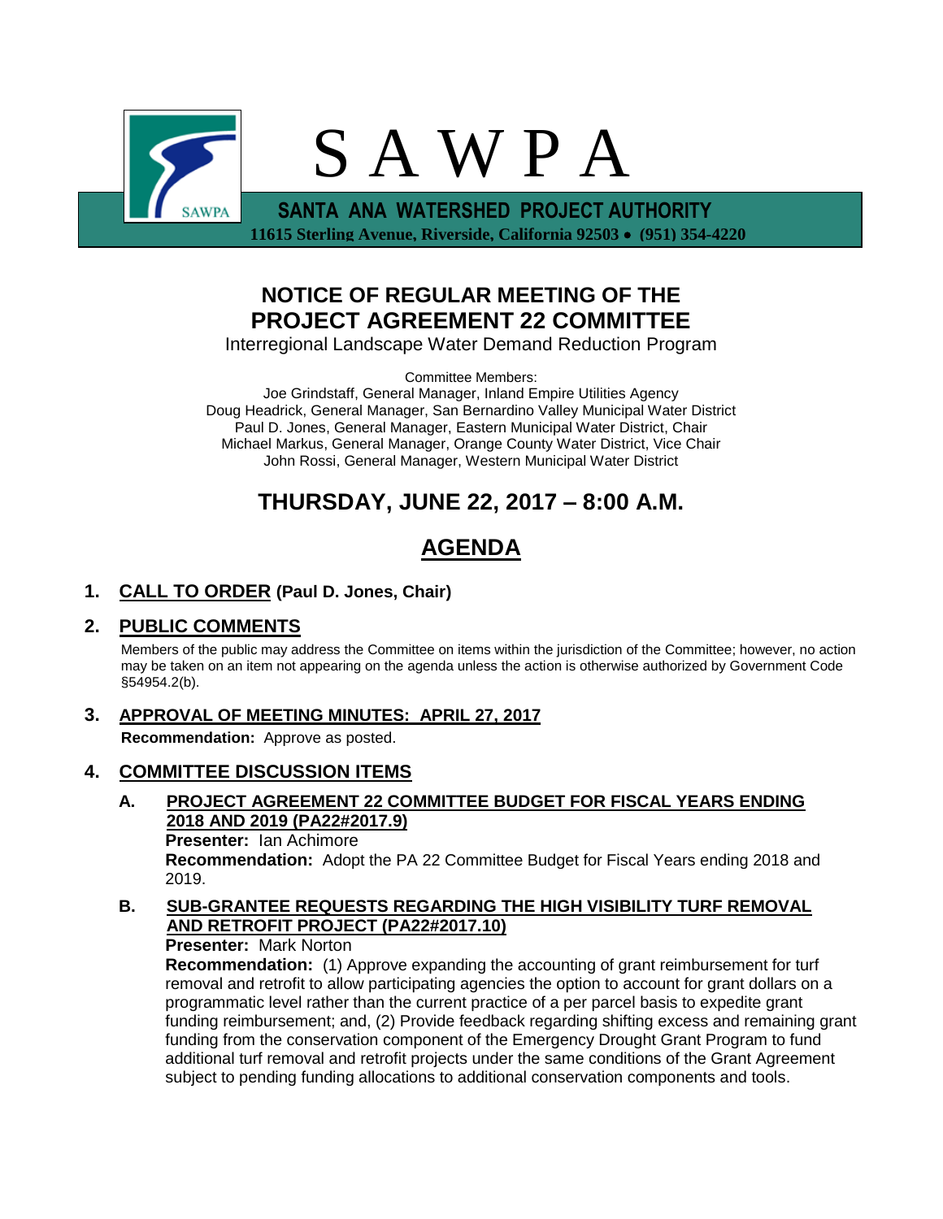# S A W P A

**SANTA ANA WATERSHED PROJECT AUTHORITY**

**11615 Sterling Avenue, Riverside, California 92503 • (951) 354-4220**

## NOTICE OF REGULAR MEETING OF THE PROJECT AGREEMENT 22 COMMITTEE

Interregional Landscape Water Demand Reduction Program

Committee Members:
Joe Grindstaff, General Manager, Inland Empire Utilities Agency
Doug Headrick, General Manager, San Bernardino Valley Municipal Water District
Paul D. Jones, General Manager, Eastern Municipal Water District, Chair
Michael Markus, General Manager, Orange County Water District, Vice Chair
John Rossi, General Manager, Western Municipal Water District

## THURSDAY, JUNE 22, 2017 – 8:00 A.M.

## AGENDA

### 1. CALL TO ORDER (Paul D. Jones, Chair)

### 2. PUBLIC COMMENTS

Members of the public may address the Committee on items within the jurisdiction of the Committee; however, no action may be taken on an item not appearing on the agenda unless the action is otherwise authorized by Government Code §54954.2(b).

### 3. APPROVAL OF MEETING MINUTES: APRIL 27, 2017

**Recommendation:** Approve as posted.

### 4. COMMITTEE DISCUSSION ITEMS

**A. PROJECT AGREEMENT 22 COMMITTEE BUDGET FOR FISCAL YEARS ENDING 2018 AND 2019 (PA22#2017.9)**

**Presenter:** Ian Achimore

**Recommendation:** Adopt the PA 22 Committee Budget for Fiscal Years ending 2018 and 2019.

**B. SUB-GRANTEE REQUESTS REGARDING THE HIGH VISIBILITY TURF REMOVAL AND RETROFIT PROJECT (PA22#2017.10)**

**Presenter:** Mark Norton

**Recommendation:** (1) Approve expanding the accounting of grant reimbursement for turf removal and retrofit to allow participating agencies the option to account for grant dollars on a programmatic level rather than the current practice of a per parcel basis to expedite grant funding reimbursement; and, (2) Provide feedback regarding shifting excess and remaining grant funding from the conservation component of the Emergency Drought Grant Program to fund additional turf removal and retrofit projects under the same conditions of the Grant Agreement subject to pending funding allocations to additional conservation components and tools.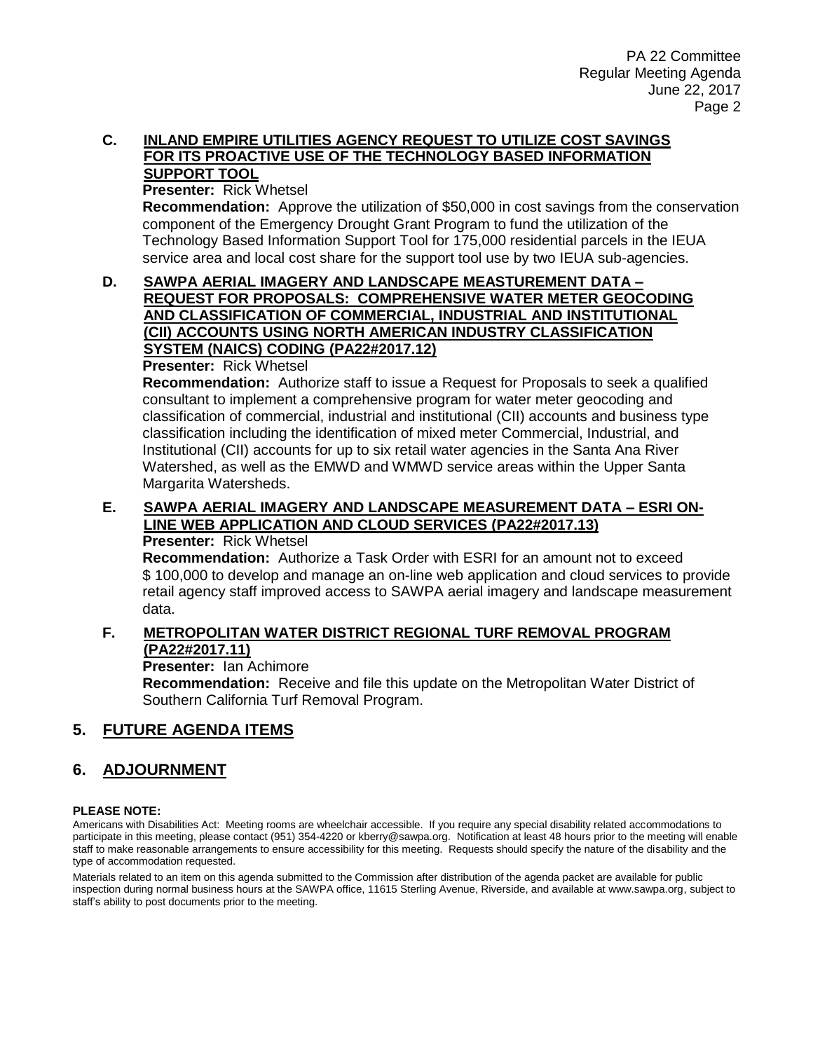**C. INLAND EMPIRE UTILITIES AGENCY REQUEST TO UTILIZE COST SAVINGS FOR ITS PROACTIVE USE OF THE TECHNOLOGY BASED INFORMATION SUPPORT TOOL**

**Presenter:** Rick Whetsel

**Recommendation:** Approve the utilization of $50,000 in cost savings from the conservation component of the Emergency Drought Grant Program to fund the utilization of the Technology Based Information Support Tool for 175,000 residential parcels in the IEUA service area and local cost share for the support tool use by two IEUA sub-agencies.

**D. SAWPA AERIAL IMAGERY AND LANDSCAPE MEASTUREMENT DATA – REQUEST FOR PROPOSALS: COMPREHENSIVE WATER METER GEOCODING AND CLASSIFICATION OF COMMERCIAL, INDUSTRIAL AND INSTITUTIONAL (CII) ACCOUNTS USING NORTH AMERICAN INDUSTRY CLASSIFICATION SYSTEM (NAICS) CODING (PA22#2017.12)**

**Presenter:** Rick Whetsel

**Recommendation:** Authorize staff to issue a Request for Proposals to seek a qualified consultant to implement a comprehensive program for water meter geocoding and classification of commercial, industrial and institutional (CII) accounts and business type classification including the identification of mixed meter Commercial, Industrial, and Institutional (CII) accounts for up to six retail water agencies in the Santa Ana River Watershed, as well as the EMWD and WMWD service areas within the Upper Santa Margarita Watersheds.

**E. SAWPA AERIAL IMAGERY AND LANDSCAPE MEASUREMENT DATA – ESRI ON-LINE WEB APPLICATION AND CLOUD SERVICES (PA22#2017.13)**

**Presenter:** Rick Whetsel

**Recommendation:** Authorize a Task Order with ESRI for an amount not to exceed $ 100,000 to develop and manage an on-line web application and cloud services to provide retail agency staff improved access to SAWPA aerial imagery and landscape measurement data.

**F. METROPOLITAN WATER DISTRICT REGIONAL TURF REMOVAL PROGRAM (PA22#2017.11)**

**Presenter:** Ian Achimore

**Recommendation:** Receive and file this update on the Metropolitan Water District of Southern California Turf Removal Program.

## 5. FUTURE AGENDA ITEMS

## 6. ADJOURNMENT

**PLEASE NOTE:**

Americans with Disabilities Act: Meeting rooms are wheelchair accessible. If you require any special disability related accommodations to participate in this meeting, please contact (951) 354-4220 or kberry@sawpa.org. Notification at least 48 hours prior to the meeting will enable staff to make reasonable arrangements to ensure accessibility for this meeting. Requests should specify the nature of the disability and the type of accommodation requested.

Materials related to an item on this agenda submitted to the Commission after distribution of the agenda packet are available for public inspection during normal business hours at the SAWPA office, 11615 Sterling Avenue, Riverside, and available at www.sawpa.org, subject to staff's ability to post documents prior to the meeting.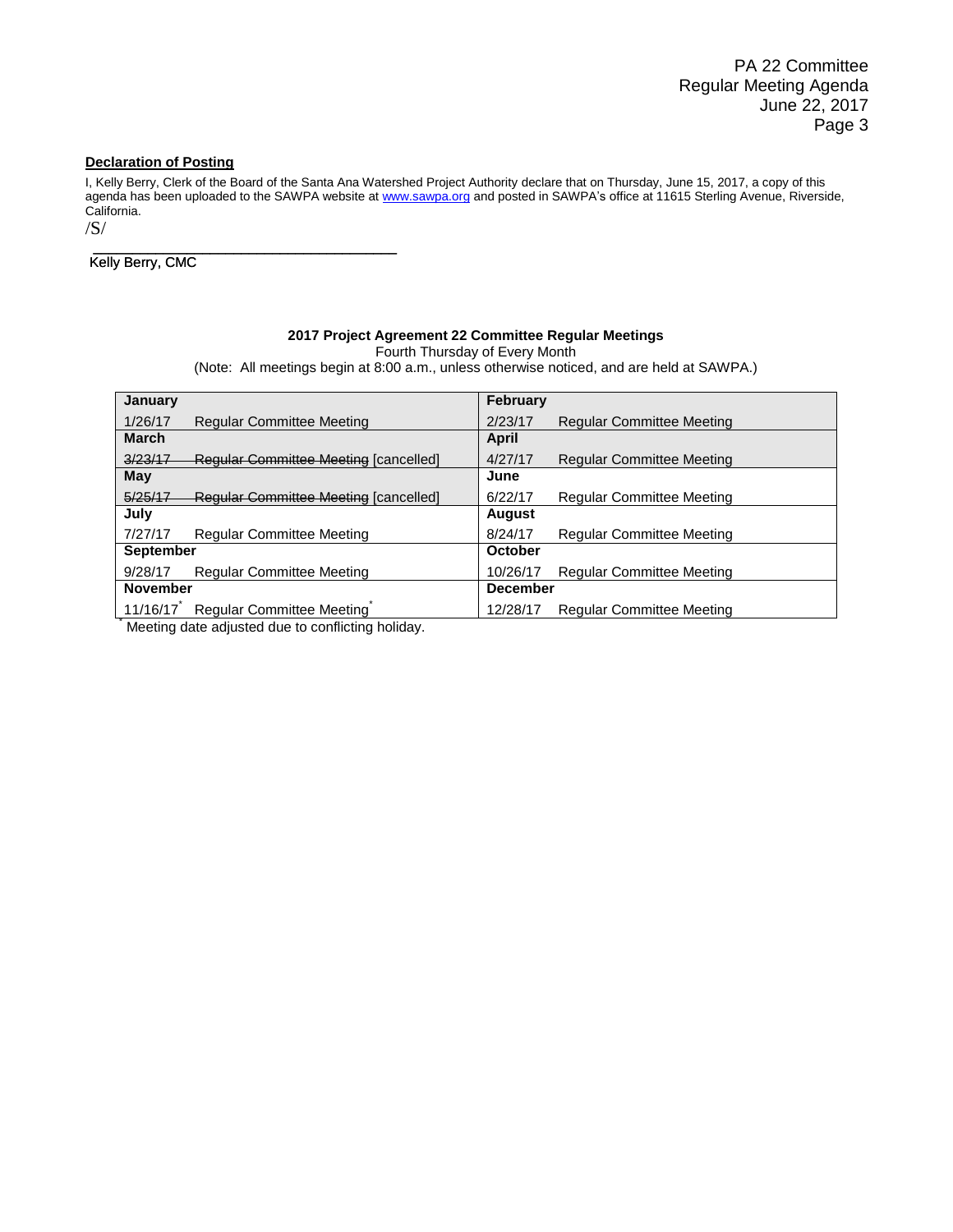**Declaration of Posting**

I, Kelly Berry, Clerk of the Board of the Santa Ana Watershed Project Authority declare that on Thursday, June 15, 2017, a copy of this agenda has been uploaded to the SAWPA website at www.sawpa.org and posted in SAWPA's office at 11615 Sterling Avenue, Riverside, California.

/S/

\_\_\_\_\_\_\_\_\_\_\_\_\_\_\_\_\_\_\_\_\_\_\_\_\_\_\_\_\_\_\_\_\_\_\_\_\_\_\_\_

Kelly Berry, CMC

**2017 Project Agreement 22 Committee Regular Meetings**

Fourth Thursday of Every Month

(Note: All meetings begin at 8:00 a.m., unless otherwise noticed, and are held at SAWPA.)

| January | | February | |
|---|---|---|---|
| 1/26/17 | Regular Committee Meeting | 2/23/17 | Regular Committee Meeting |
| **March** | | **April** | |
| ~~3/23/17~~ | ~~Regular Committee Meeting~~ [cancelled] | 4/27/17 | Regular Committee Meeting |
| **May** | | **June** | |
| ~~5/25/17~~ | ~~Regular Committee Meeting~~ [cancelled] | 6/22/17 | Regular Committee Meeting |
| **July** | | **August** | |
| 7/27/17 | Regular Committee Meeting | 8/24/17 | Regular Committee Meeting |
| **September** | | **October** | |
| 9/28/17 | Regular Committee Meeting | 10/26/17 | Regular Committee Meeting |
| **November** | | **December** | |
| 11/16/17* | Regular Committee Meeting* | 12/28/17 | Regular Committee Meeting |

* Meeting date adjusted due to conflicting holiday.